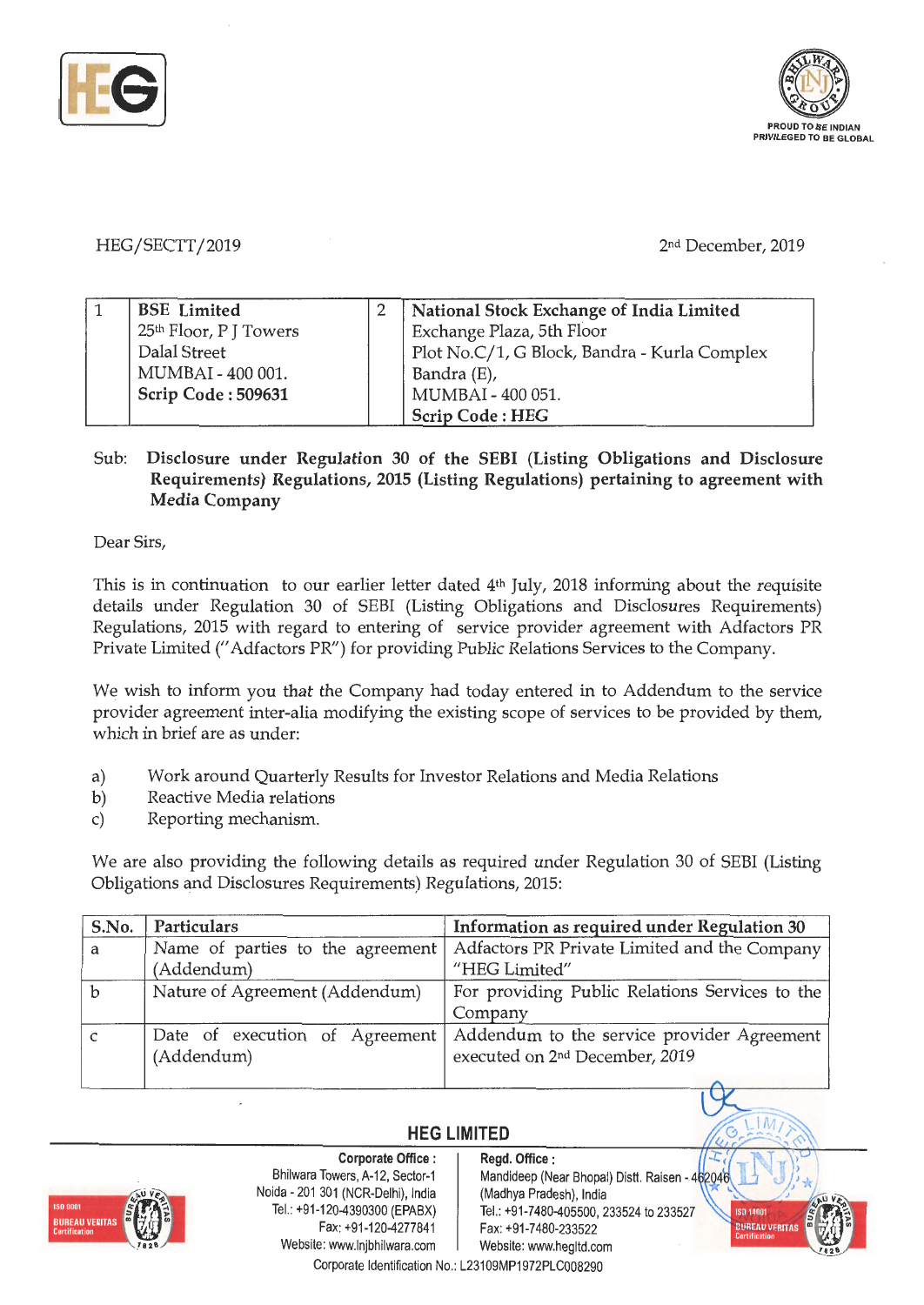HEG/SECTT/2019

2nd December, 2019

| 1 | **BSE Limited**<br>25th Floor, P J Towers<br>Dalal Street<br>MUMBAI - 400 001.<br>**Scrip Code : 509631** | 2 | **National Stock Exchange of India Limited**<br>Exchange Plaza, 5th Floor<br>Plot No.C/1, G Block, Bandra - Kurla Complex<br>Bandra (E),<br>MUMBAI - 400 051.<br>**Scrip Code : HEG** |
|---|---|---|---|

Sub: **Disclosure under Regulation 30 of the SEBI (Listing Obligations and Disclosure Requirements) Regulations, 2015 (Listing Regulations) pertaining to agreement with Media Company**

Dear Sirs,

This is in continuation to our earlier letter dated 4th July, 2018 informing about the requisite details under Regulation 30 of SEBI (Listing Obligations and Disclosures Requirements) Regulations, 2015 with regard to entering of service provider agreement with Adfactors PR Private Limited ("Adfactors PR") for providing Public Relations Services to the Company.

We wish to inform you that the Company had today entered in to Addendum to the service provider agreement inter-alia modifying the existing scope of services to be provided by them, which in brief are as under:

a) Work around Quarterly Results for Investor Relations and Media Relations
b) Reactive Media relations
c) Reporting mechanism.

We are also providing the following details as required under Regulation 30 of SEBI (Listing Obligations and Disclosures Requirements) Regulations, 2015:

| S.No. | Particulars | Information as required under Regulation 30 |
|---|---|---|
| a | Name of parties to the agreement (Addendum) | Adfactors PR Private Limited and the Company "HEG Limited" |
| b | Nature of Agreement (Addendum) | For providing Public Relations Services to the Company |
| c | Date of execution of Agreement (Addendum) | Addendum to the service provider Agreement executed on 2nd December, 2019 |

**HEG LIMITED**

**Corporate Office :** Bhilwara Towers, A-12, Sector-1, Noida - 201 301 (NCR-Delhi), India. Tel.: +91-120-4390300 (EPABX), Fax: +91-120-4277841, Website: www.lnjbhilwara.com

**Regd. Office :** Mandideep (Near Bhopal) Distt. Raisen - 462046 (Madhya Pradesh), India. Tel.: +91-7480-405500, 233524 to 233527, Fax: +91-7480-233522, Website: www.hegltd.com

Corporate Identification No.: L23109MP1972PLC008290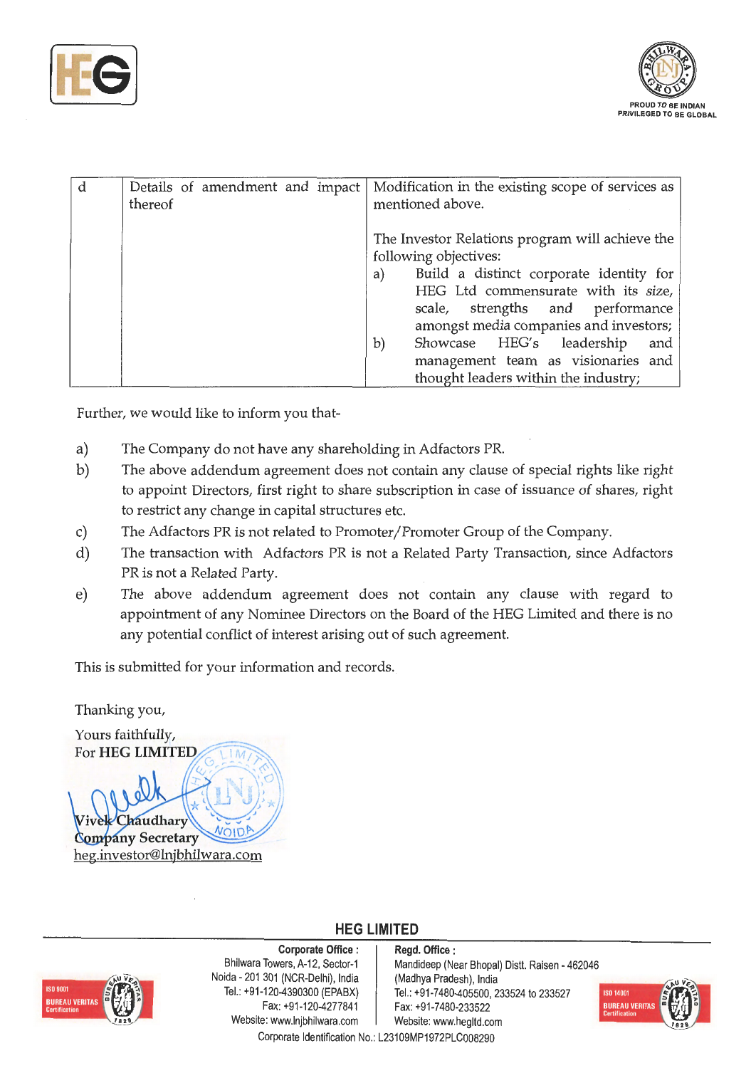| | | |
|---|---|---|
| d | Details of amendment and impact thereof | Modification in the existing scope of services as mentioned above.<br><br>The Investor Relations program will achieve the following objectives:<br>a) Build a distinct corporate identity for HEG Ltd commensurate with its size, scale, strengths and performance amongst media companies and investors;<br>b) Showcase HEG's leadership and management team as visionaries and thought leaders within the industry; |

Further, we would like to inform you that-

a) The Company do not have any shareholding in Adfactors PR.

b) The above addendum agreement does not contain any clause of special rights like right to appoint Directors, first right to share subscription in case of issuance of shares, right to restrict any change in capital structures etc.

c) The Adfactors PR is not related to Promoter/Promoter Group of the Company.

d) The transaction with Adfactors PR is not a Related Party Transaction, since Adfactors PR is not a Related Party.

e) The above addendum agreement does not contain any clause with regard to appointment of any Nominee Directors on the Board of the HEG Limited and there is no any potential conflict of interest arising out of such agreement.

This is submitted for your information and records.

Thanking you,

Yours faithfully,
For **HEG LIMITED**

**Vivek Chaudhary**
**Company Secretary**
heg.investor@lnjbhilwara.com

**HEG LIMITED**

**Corporate Office :** Bhilwara Towers, A-12, Sector-1, Noida - 201 301 (NCR-Delhi), India. Tel.: +91-120-4390300 (EPABX) Fax: +91-120-4277841 Website: www.lnjbhilwara.com

**Regd. Office :** Mandideep (Near Bhopal) Distt. Raisen - 462046 (Madhya Pradesh), India Tel.: +91-7480-405500, 233524 to 233527 Fax: +91-7480-233522 Website: www.hegltd.com

Corporate Identification No.: L23109MP1972PLC008290